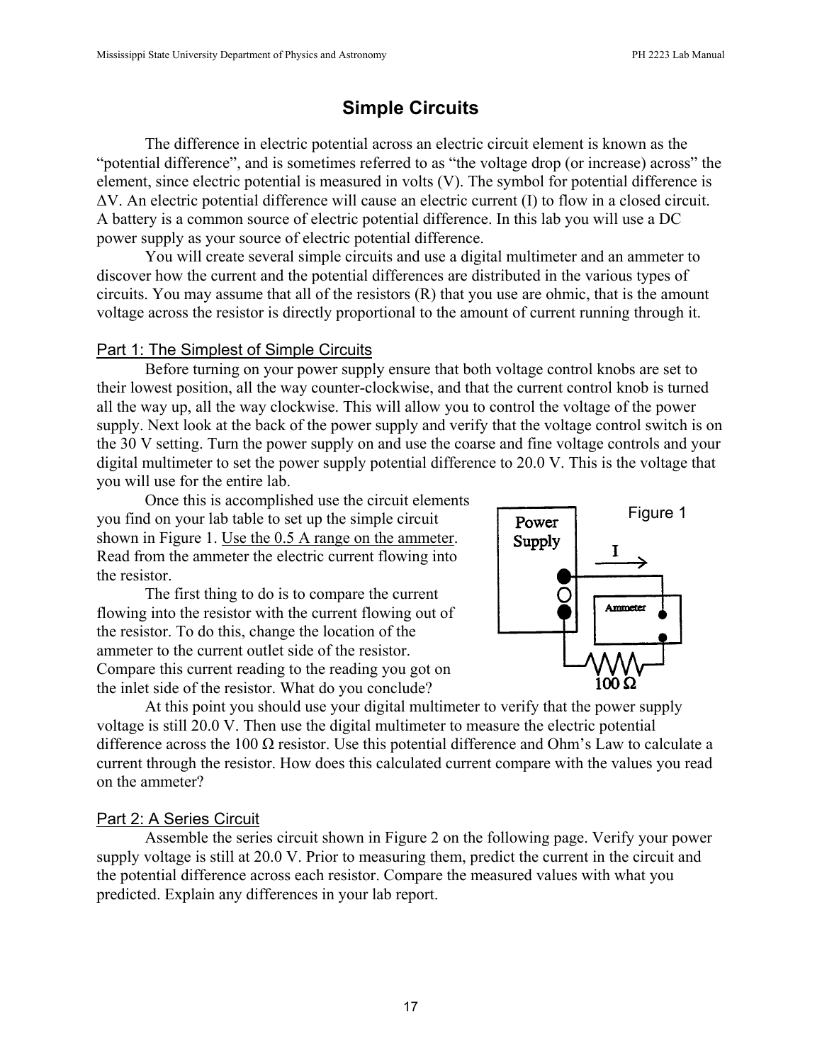# Simple Circuits

The difference in electric potential across an electric circuit element is known as the "potential difference", and is sometimes referred to as "the voltage drop (or increase) across" the element, since electric potential is measured in volts (V). The symbol for potential difference is $\Delta V$. An electric potential difference will cause an electric current (I) to flow in a closed circuit. A battery is a common source of electric potential difference. In this lab you will use a DC power supply as your source of electric potential difference.

You will create several simple circuits and use a digital multimeter and an ammeter to discover how the current and the potential differences are distributed in the various types of circuits. You may assume that all of the resistors (R) that you use are ohmic, that is the amount voltage across the resistor is directly proportional to the amount of current running through it.

## Part 1: The Simplest of Simple Circuits

Before turning on your power supply ensure that both voltage control knobs are set to their lowest position, all the way counter-clockwise, and that the current control knob is turned all the way up, all the way clockwise. This will allow you to control the voltage of the power supply. Next look at the back of the power supply and verify that the voltage control switch is on the 30 V setting. Turn the power supply on and use the coarse and fine voltage controls and your digital multimeter to set the power supply potential difference to 20.0 V. This is the voltage that you will use for the entire lab.

Once this is accomplished use the circuit elements you find on your lab table to set up the simple circuit shown in Figure 1. Use the 0.5 A range on the ammeter. Read from the ammeter the electric current flowing into the resistor.

Figure 1

The first thing to do is to compare the current flowing into the resistor with the current flowing out of the resistor. To do this, change the location of the ammeter to the current outlet side of the resistor. Compare this current reading to the reading you got on the inlet side of the resistor. What do you conclude?

At this point you should use your digital multimeter to verify that the power supply voltage is still 20.0 V. Then use the digital multimeter to measure the electric potential difference across the 100 Ω resistor. Use this potential difference and Ohm's Law to calculate a current through the resistor. How does this calculated current compare with the values you read on the ammeter?

## Part 2: A Series Circuit

Assemble the series circuit shown in Figure 2 on the following page. Verify your power supply voltage is still at 20.0 V. Prior to measuring them, predict the current in the circuit and the potential difference across each resistor. Compare the measured values with what you predicted. Explain any differences in your lab report.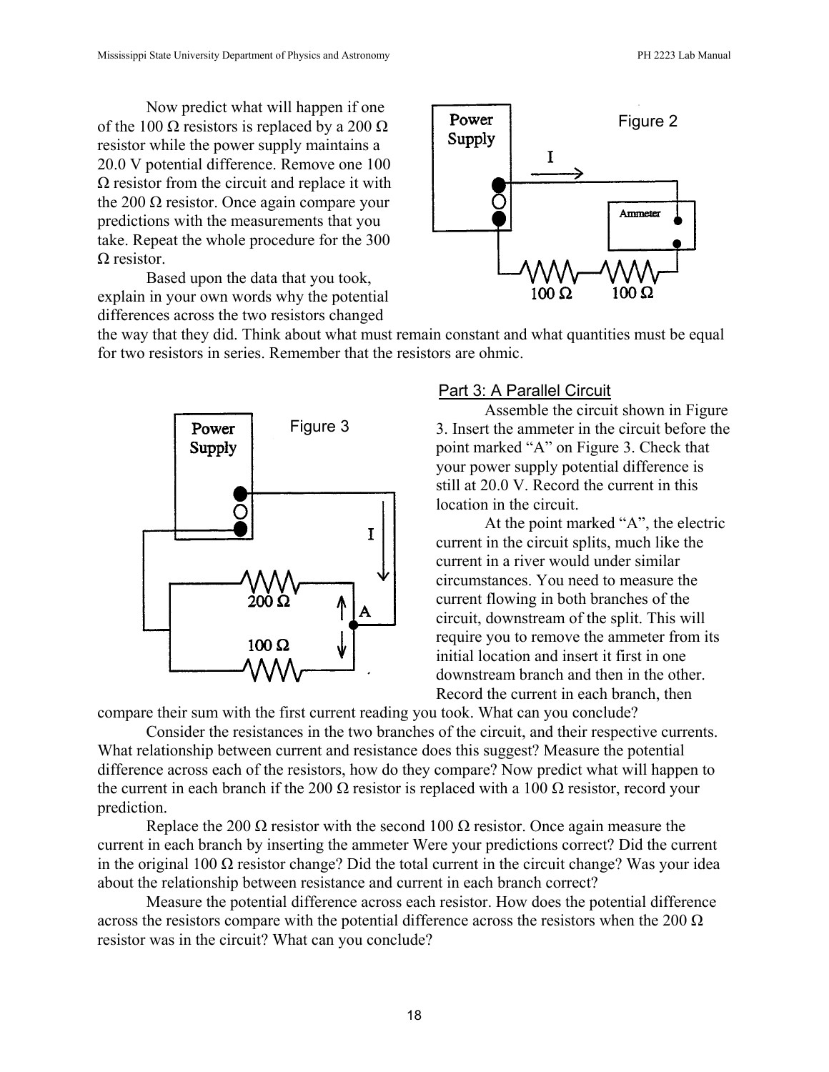Now predict what will happen if one of the 100 Ω resistors is replaced by a 200 Ω resistor while the power supply maintains a 20.0 V potential difference. Remove one 100 Ω resistor from the circuit and replace it with the 200 Ω resistor. Once again compare your predictions with the measurements that you take. Repeat the whole procedure for the 300 Ω resistor.

Based upon the data that you took, explain in your own words why the potential differences across the two resistors changed the way that they did. Think about what must remain constant and what quantities must be equal for two resistors in series. Remember that the resistors are ohmic.

Figure 2

## Part 3: A Parallel Circuit

Assemble the circuit shown in Figure 3. Insert the ammeter in the circuit before the point marked "A" on Figure 3. Check that your power supply potential difference is still at 20.0 V. Record the current in this location in the circuit.

At the point marked "A", the electric current in the circuit splits, much like the current in a river would under similar circumstances. You need to measure the current flowing in both branches of the circuit, downstream of the split. This will require you to remove the ammeter from its initial location and insert it first in one downstream branch and then in the other. Record the current in each branch, then compare their sum with the first current reading you took. What can you conclude?

Figure 3

Consider the resistances in the two branches of the circuit, and their respective currents. What relationship between current and resistance does this suggest? Measure the potential difference across each of the resistors, how do they compare? Now predict what will happen to the current in each branch if the 200 Ω resistor is replaced with a 100 Ω resistor, record your prediction.

Replace the 200 Ω resistor with the second 100 Ω resistor. Once again measure the current in each branch by inserting the ammeter Were your predictions correct? Did the current in the original 100 Ω resistor change? Did the total current in the circuit change? Was your idea about the relationship between resistance and current in each branch correct?

Measure the potential difference across each resistor. How does the potential difference across the resistors compare with the potential difference across the resistors when the 200 Ω resistor was in the circuit? What can you conclude?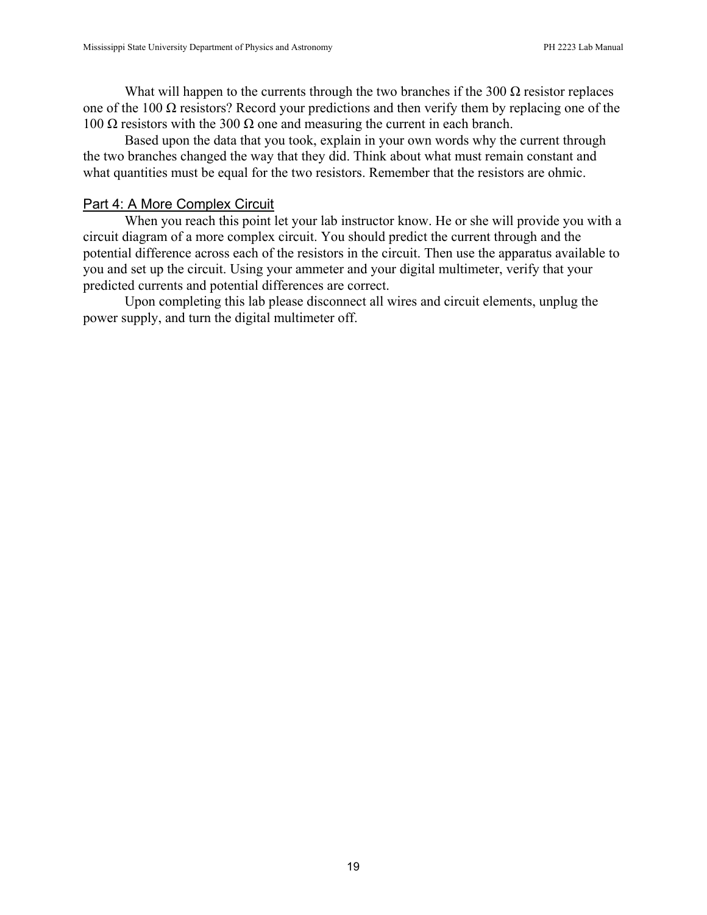What will happen to the currents through the two branches if the 300 Ω resistor replaces one of the 100 Ω resistors? Record your predictions and then verify them by replacing one of the 100 Ω resistors with the 300 Ω one and measuring the current in each branch.

Based upon the data that you took, explain in your own words why the current through the two branches changed the way that they did. Think about what must remain constant and what quantities must be equal for the two resistors. Remember that the resistors are ohmic.

## Part 4: A More Complex Circuit

When you reach this point let your lab instructor know. He or she will provide you with a circuit diagram of a more complex circuit. You should predict the current through and the potential difference across each of the resistors in the circuit. Then use the apparatus available to you and set up the circuit. Using your ammeter and your digital multimeter, verify that your predicted currents and potential differences are correct.

Upon completing this lab please disconnect all wires and circuit elements, unplug the power supply, and turn the digital multimeter off.